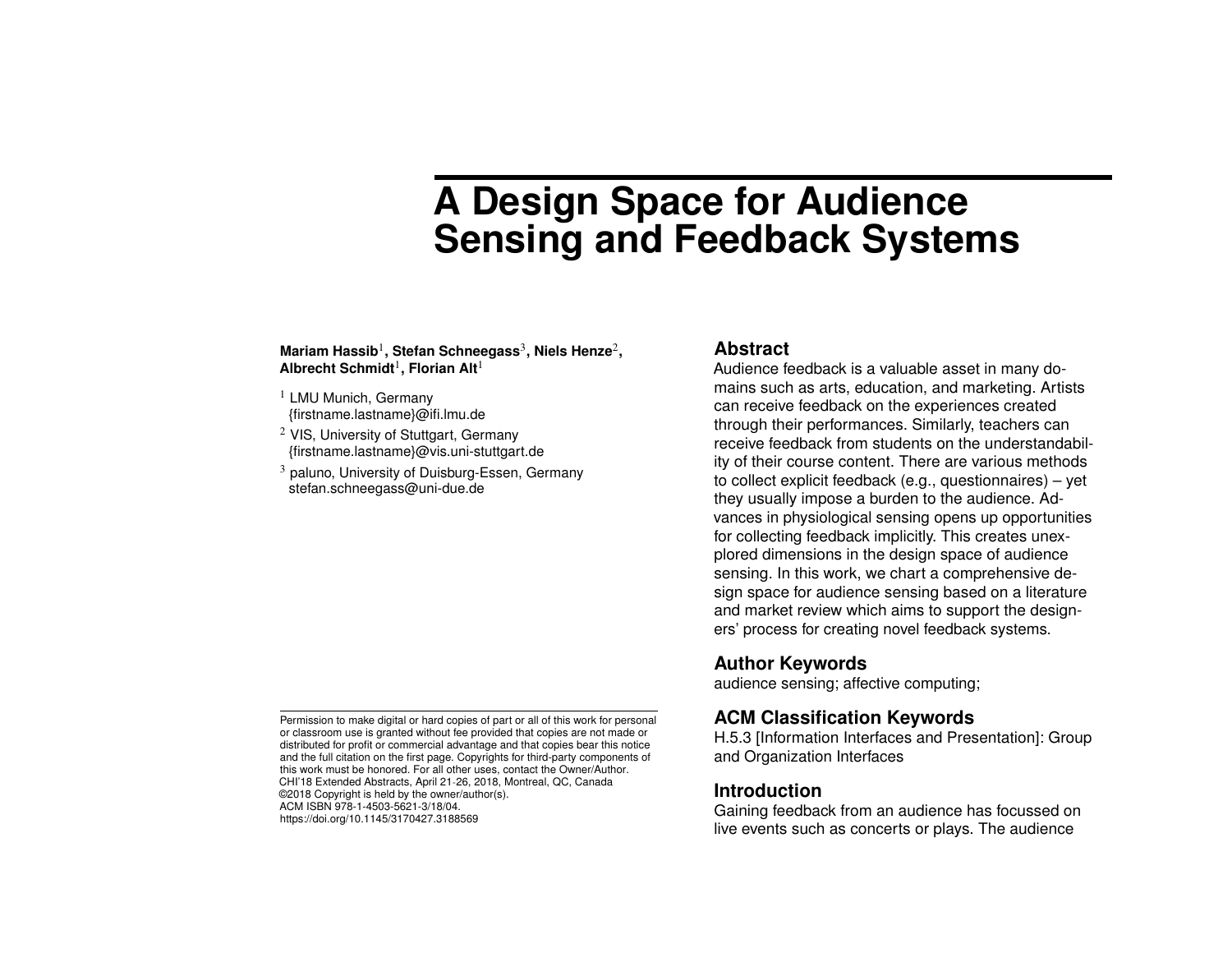# A Design Space for Audience Sensing and Feedback Systems

**Mariam Hassib[1], Stefan Schneegass[3], Niels Henze[2], Albrecht Schmidt[1], Florian Alt[1]**

[1] LMU Munich, Germany
{firstname.lastname}@ifi.lmu.de

[2] VIS, University of Stuttgart, Germany
{firstname.lastname}@vis.uni-stuttgart.de

[3] paluno, University of Duisburg-Essen, Germany
stefan.schneegass@uni-due.de

Permission to make digital or hard copies of part or all of this work for personal or classroom use is granted without fee provided that copies are not made or distributed for profit or commercial advantage and that copies bear this notice and the full citation on the first page. Copyrights for third-party components of this work must be honored. For all other uses, contact the Owner/Author.
CHI'18 Extended Abstracts, April 21-26, 2018, Montreal, QC, Canada
©2018 Copyright is held by the owner/author(s).
ACM ISBN 978-1-4503-5621-3/18/04.
https://doi.org/10.1145/3170427.3188569

## Abstract

Audience feedback is a valuable asset in many domains such as arts, education, and marketing. Artists can receive feedback on the experiences created through their performances. Similarly, teachers can receive feedback from students on the understandability of their course content. There are various methods to collect explicit feedback (e.g., questionnaires) – yet they usually impose a burden to the audience. Advances in physiological sensing opens up opportunities for collecting feedback implicitly. This creates unexplored dimensions in the design space of audience sensing. In this work, we chart a comprehensive design space for audience sensing based on a literature and market review which aims to support the designers' process for creating novel feedback systems.

## Author Keywords

audience sensing; affective computing;

## ACM Classification Keywords

H.5.3 [Information Interfaces and Presentation]: Group and Organization Interfaces

## Introduction

Gaining feedback from an audience has focussed on live events such as concerts or plays. The audience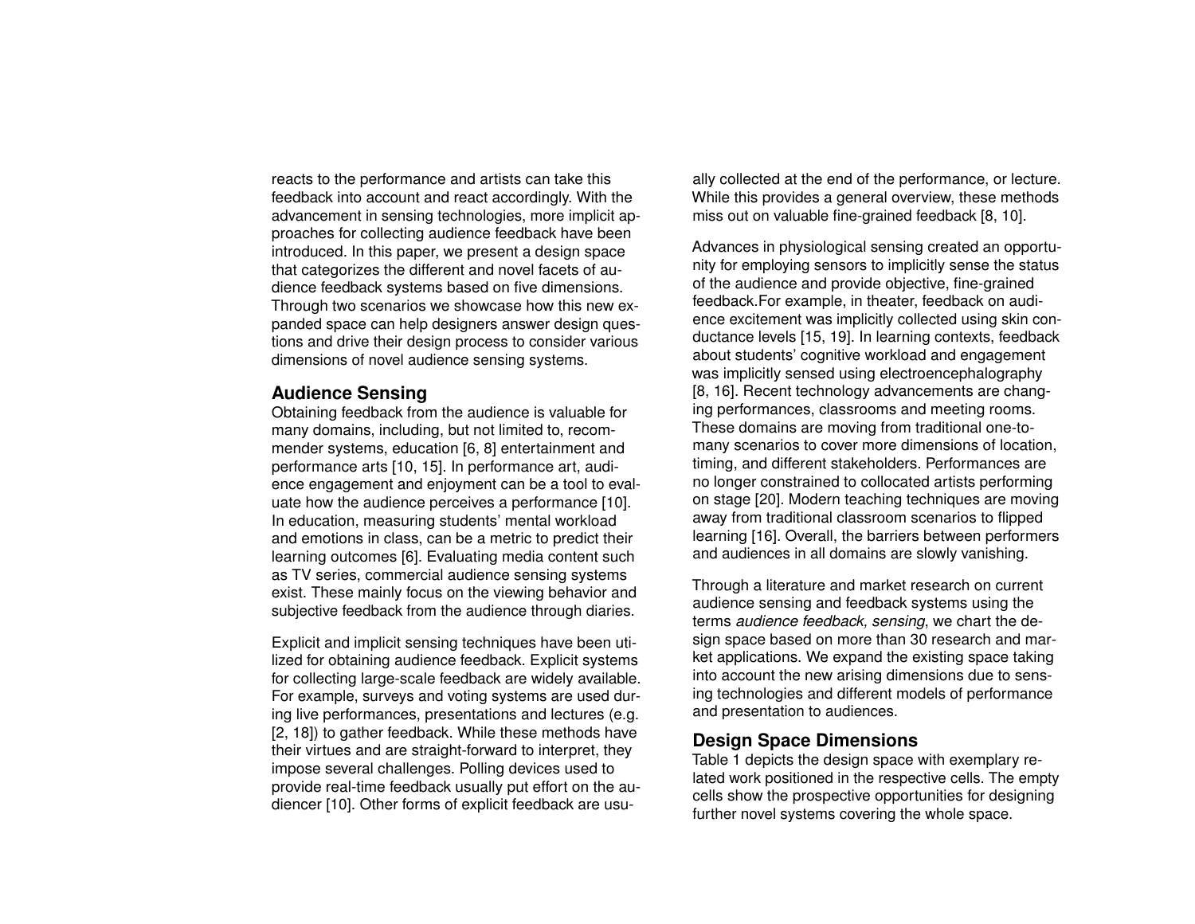reacts to the performance and artists can take this feedback into account and react accordingly. With the advancement in sensing technologies, more implicit approaches for collecting audience feedback have been introduced. In this paper, we present a design space that categorizes the different and novel facets of audience feedback systems based on five dimensions. Through two scenarios we showcase how this new expanded space can help designers answer design questions and drive their design process to consider various dimensions of novel audience sensing systems.

## Audience Sensing

Obtaining feedback from the audience is valuable for many domains, including, but not limited to, recommender systems, education [6, 8] entertainment and performance arts [10, 15]. In performance art, audience engagement and enjoyment can be a tool to evaluate how the audience perceives a performance [10]. In education, measuring students' mental workload and emotions in class, can be a metric to predict their learning outcomes [6]. Evaluating media content such as TV series, commercial audience sensing systems exist. These mainly focus on the viewing behavior and subjective feedback from the audience through diaries.

Explicit and implicit sensing techniques have been utilized for obtaining audience feedback. Explicit systems for collecting large-scale feedback are widely available. For example, surveys and voting systems are used during live performances, presentations and lectures (e.g. [2, 18]) to gather feedback. While these methods have their virtues and are straight-forward to interpret, they impose several challenges. Polling devices used to provide real-time feedback usually put effort on the audiencer [10]. Other forms of explicit feedback are usually collected at the end of the performance, or lecture. While this provides a general overview, these methods miss out on valuable fine-grained feedback [8, 10].

Advances in physiological sensing created an opportunity for employing sensors to implicitly sense the status of the audience and provide objective, fine-grained feedback.For example, in theater, feedback on audience excitement was implicitly collected using skin conductance levels [15, 19]. In learning contexts, feedback about students' cognitive workload and engagement was implicitly sensed using electroencephalography [8, 16]. Recent technology advancements are changing performances, classrooms and meeting rooms. These domains are moving from traditional one-to-many scenarios to cover more dimensions of location, timing, and different stakeholders. Performances are no longer constrained to collocated artists performing on stage [20]. Modern teaching techniques are moving away from traditional classroom scenarios to flipped learning [16]. Overall, the barriers between performers and audiences in all domains are slowly vanishing.

Through a literature and market research on current audience sensing and feedback systems using the terms *audience feedback, sensing*, we chart the design space based on more than 30 research and market applications. We expand the existing space taking into account the new arising dimensions due to sensing technologies and different models of performance and presentation to audiences.

## Design Space Dimensions

Table 1 depicts the design space with exemplary related work positioned in the respective cells. The empty cells show the prospective opportunities for designing further novel systems covering the whole space.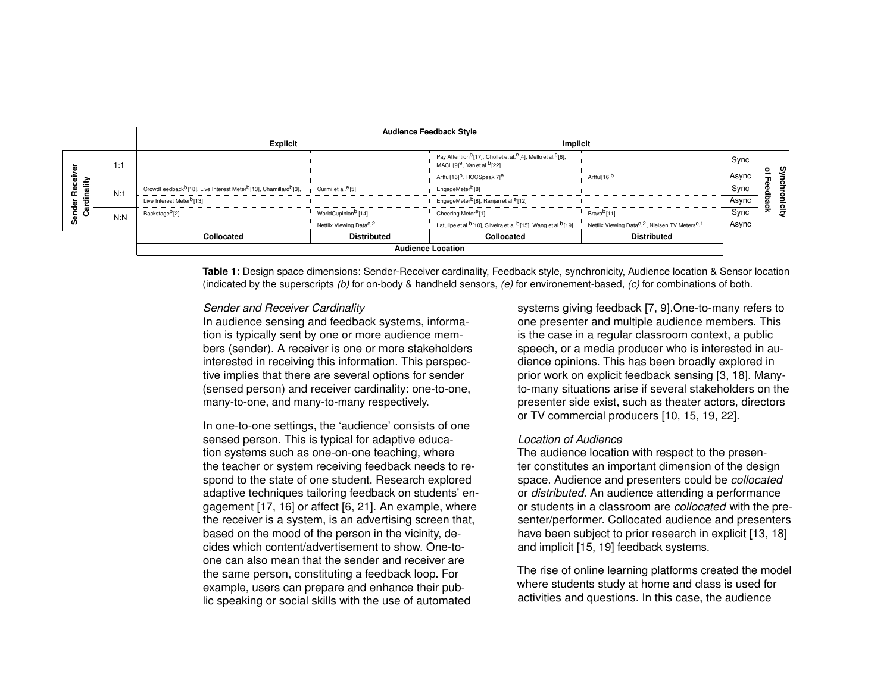| Sender Receiver Cardinality | | Synchronicity of Feedback | Explicit: Collocated | Explicit: Distributed | Implicit: Collocated | Implicit: Distributed |
|---|---|---|---|---|---|---|
| 1:1 | | Sync | | | Pay Attention[b][17], Chollet et al.[e][4], Mello et al.[c][6], MACH[9][e], Yan et al.[b][22] | |
| | | Async | | | Artful[16][b], ROCSpeak[7][e] | Artful[16][b] |
| N:1 | | Sync | CrowdFeedback[b][18], Live Interest Meter[b][13], Chamillard[b][3], | Curmi et al.[e][5] | EngageMeter[b][8] | |
| | | Async | Live Interest Meter[b][13] | | EngageMeter[b][8], Ranjan et al.[e][12] | |
| N:N | | Sync | Backstage[b][2] | WorldCupinion[b] [14] | Cheering Meter[e][1] | Bravo[b][11] |
| | | Async | | Netflix Viewing Data[e,2] | Latulipe et al.[b][10], Silveira et al.[b][15], Wang et al.[b][19] | Netflix Viewing Data[e,2], Nielsen TV Meters[e,1] |

Columns: Audience Feedback Style (Explicit / Implicit) × Audience Location (Collocated / Distributed).

**Table 1:** Design space dimensions: Sender-Receiver cardinality, Feedback style, synchronicity, Audience location & Sensor location (indicated by the superscripts *(b)* for on-body & handheld sensors, *(e)* for environement-based, *(c)* for combinations of both.

*Sender and Receiver Cardinality*

In audience sensing and feedback systems, information is typically sent by one or more audience members (sender). A receiver is one or more stakeholders interested in receiving this information. This perspective implies that there are several options for sender (sensed person) and receiver cardinality: one-to-one, many-to-one, and many-to-many respectively.

In one-to-one settings, the 'audience' consists of one sensed person. This is typical for adaptive education systems such as one-on-one teaching, where the teacher or system receiving feedback needs to respond to the state of one student. Research explored adaptive techniques tailoring feedback on students' engagement [17, 16] or affect [6, 21]. An example, where the receiver is a system, is an advertising screen that, based on the mood of the person in the vicinity, decides which content/advertisement to show. One-to-one can also mean that the sender and receiver are the same person, constituting a feedback loop. For example, users can prepare and enhance their public speaking or social skills with the use of automated systems giving feedback [7, 9].One-to-many refers to one presenter and multiple audience members. This is the case in a regular classroom context, a public speech, or a media producer who is interested in audience opinions. This has been broadly explored in prior work on explicit feedback sensing [3, 18]. Many-to-many situations arise if several stakeholders on the presenter side exist, such as theater actors, directors or TV commercial producers [10, 15, 19, 22].

*Location of Audience*

The audience location with respect to the presenter constitutes an important dimension of the design space. Audience and presenters could be *collocated* or *distributed*. An audience attending a performance or students in a classroom are *collocated* with the presenter/performer. Collocated audience and presenters have been subject to prior research in explicit [13, 18] and implicit [15, 19] feedback systems.

The rise of online learning platforms created the model where students study at home and class is used for activities and questions. In this case, the audience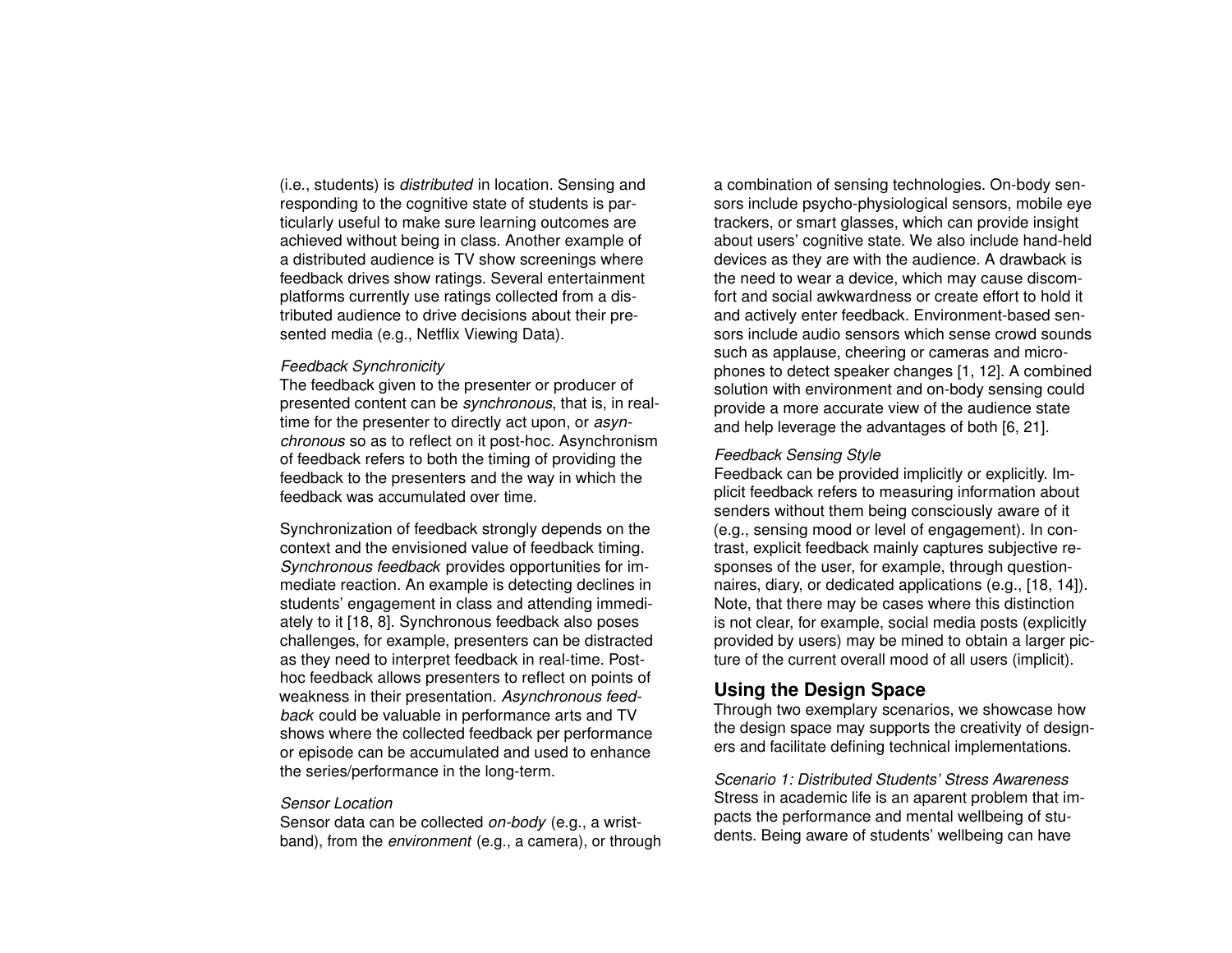(i.e., students) is *distributed* in location. Sensing and responding to the cognitive state of students is particularly useful to make sure learning outcomes are achieved without being in class. Another example of a distributed audience is TV show screenings where feedback drives show ratings. Several entertainment platforms currently use ratings collected from a distributed audience to drive decisions about their presented media (e.g., Netflix Viewing Data).

*Feedback Synchronicity*
The feedback given to the presenter or producer of presented content can be *synchronous*, that is, in real-time for the presenter to directly act upon, or *asynchronous* so as to reflect on it post-hoc. Asynchronism of feedback refers to both the timing of providing the feedback to the presenters and the way in which the feedback was accumulated over time.

Synchronization of feedback strongly depends on the context and the envisioned value of feedback timing. *Synchronous feedback* provides opportunities for immediate reaction. An example is detecting declines in students' engagement in class and attending immediately to it [18, 8]. Synchronous feedback also poses challenges, for example, presenters can be distracted as they need to interpret feedback in real-time. Post-hoc feedback allows presenters to reflect on points of weakness in their presentation. *Asynchronous feedback* could be valuable in performance arts and TV shows where the collected feedback per performance or episode can be accumulated and used to enhance the series/performance in the long-term.

*Sensor Location*
Sensor data can be collected *on-body* (e.g., a wristband), from the *environment* (e.g., a camera), or through a combination of sensing technologies. On-body sensors include psycho-physiological sensors, mobile eye trackers, or smart glasses, which can provide insight about users' cognitive state. We also include hand-held devices as they are with the audience. A drawback is the need to wear a device, which may cause discomfort and social awkwardness or create effort to hold it and actively enter feedback. Environment-based sensors include audio sensors which sense crowd sounds such as applause, cheering or cameras and microphones to detect speaker changes [1, 12]. A combined solution with environment and on-body sensing could provide a more accurate view of the audience state and help leverage the advantages of both [6, 21].

*Feedback Sensing Style*
Feedback can be provided implicitly or explicitly. Implicit feedback refers to measuring information about senders without them being consciously aware of it (e.g., sensing mood or level of engagement). In contrast, explicit feedback mainly captures subjective responses of the user, for example, through questionnaires, diary, or dedicated applications (e.g., [18, 14]). Note, that there may be cases where this distinction is not clear, for example, social media posts (explicitly provided by users) may be mined to obtain a larger picture of the current overall mood of all users (implicit).

## Using the Design Space

Through two exemplary scenarios, we showcase how the design space may supports the creativity of designers and facilitate defining technical implementations.

*Scenario 1: Distributed Students' Stress Awareness*
Stress in academic life is an aparent problem that impacts the performance and mental wellbeing of students. Being aware of students' wellbeing can have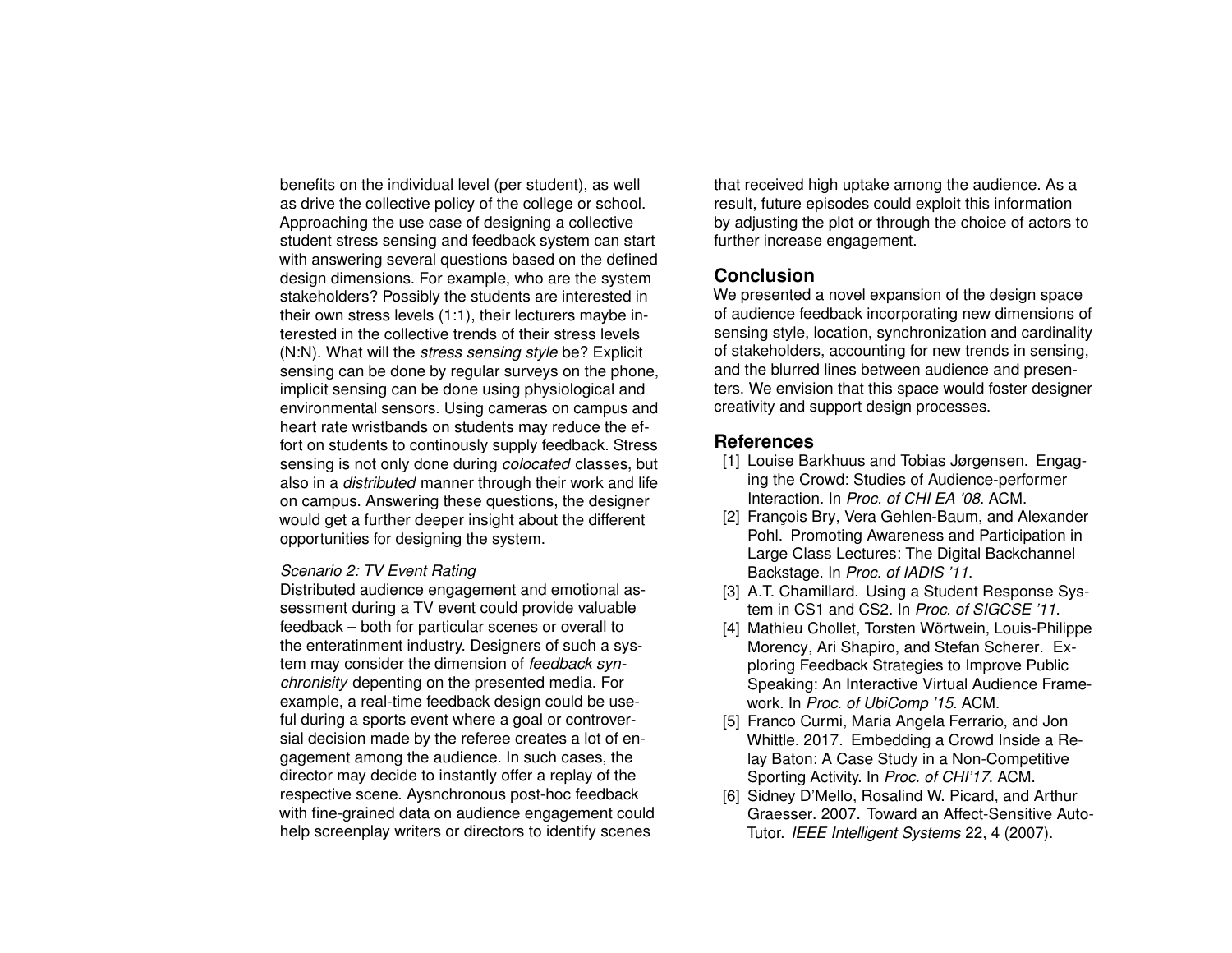benefits on the individual level (per student), as well as drive the collective policy of the college or school. Approaching the use case of designing a collective student stress sensing and feedback system can start with answering several questions based on the defined design dimensions. For example, who are the system stakeholders? Possibly the students are interested in their own stress levels (1:1), their lecturers maybe interested in the collective trends of their stress levels (N:N). What will the *stress sensing style* be? Explicit sensing can be done by regular surveys on the phone, implicit sensing can be done using physiological and environmental sensors. Using cameras on campus and heart rate wristbands on students may reduce the effort on students to continously supply feedback. Stress sensing is not only done during *colocated* classes, but also in a *distributed* manner through their work and life on campus. Answering these questions, the designer would get a further deeper insight about the different opportunities for designing the system.

*Scenario 2: TV Event Rating*

Distributed audience engagement and emotional assessment during a TV event could provide valuable feedback – both for particular scenes or overall to the enteratinment industry. Designers of such a system may consider the dimension of *feedback synchronisity* depenting on the presented media. For example, a real-time feedback design could be useful during a sports event where a goal or controversial decision made by the referee creates a lot of engagement among the audience. In such cases, the director may decide to instantly offer a replay of the respective scene. Aysnchronous post-hoc feedback with fine-grained data on audience engagement could help screenplay writers or directors to identify scenes that received high uptake among the audience. As a result, future episodes could exploit this information by adjusting the plot or through the choice of actors to further increase engagement.

## Conclusion

We presented a novel expansion of the design space of audience feedback incorporating new dimensions of sensing style, location, synchronization and cardinality of stakeholders, accounting for new trends in sensing, and the blurred lines between audience and presenters. We envision that this space would foster designer creativity and support design processes.

## References

[1] Louise Barkhuus and Tobias Jørgensen. Engaging the Crowd: Studies of Audience-performer Interaction. In *Proc. of CHI EA '08*. ACM.

[2] François Bry, Vera Gehlen-Baum, and Alexander Pohl. Promoting Awareness and Participation in Large Class Lectures: The Digital Backchannel Backstage. In *Proc. of IADIS '11*.

[3] A.T. Chamillard. Using a Student Response System in CS1 and CS2. In *Proc. of SIGCSE '11*.

[4] Mathieu Chollet, Torsten Wörtwein, Louis-Philippe Morency, Ari Shapiro, and Stefan Scherer. Exploring Feedback Strategies to Improve Public Speaking: An Interactive Virtual Audience Framework. In *Proc. of UbiComp '15*. ACM.

[5] Franco Curmi, Maria Angela Ferrario, and Jon Whittle. 2017. Embedding a Crowd Inside a Relay Baton: A Case Study in a Non-Competitive Sporting Activity. In *Proc. of CHI'17*. ACM.

[6] Sidney D'Mello, Rosalind W. Picard, and Arthur Graesser. 2007. Toward an Affect-Sensitive AutoTutor. *IEEE Intelligent Systems* 22, 4 (2007).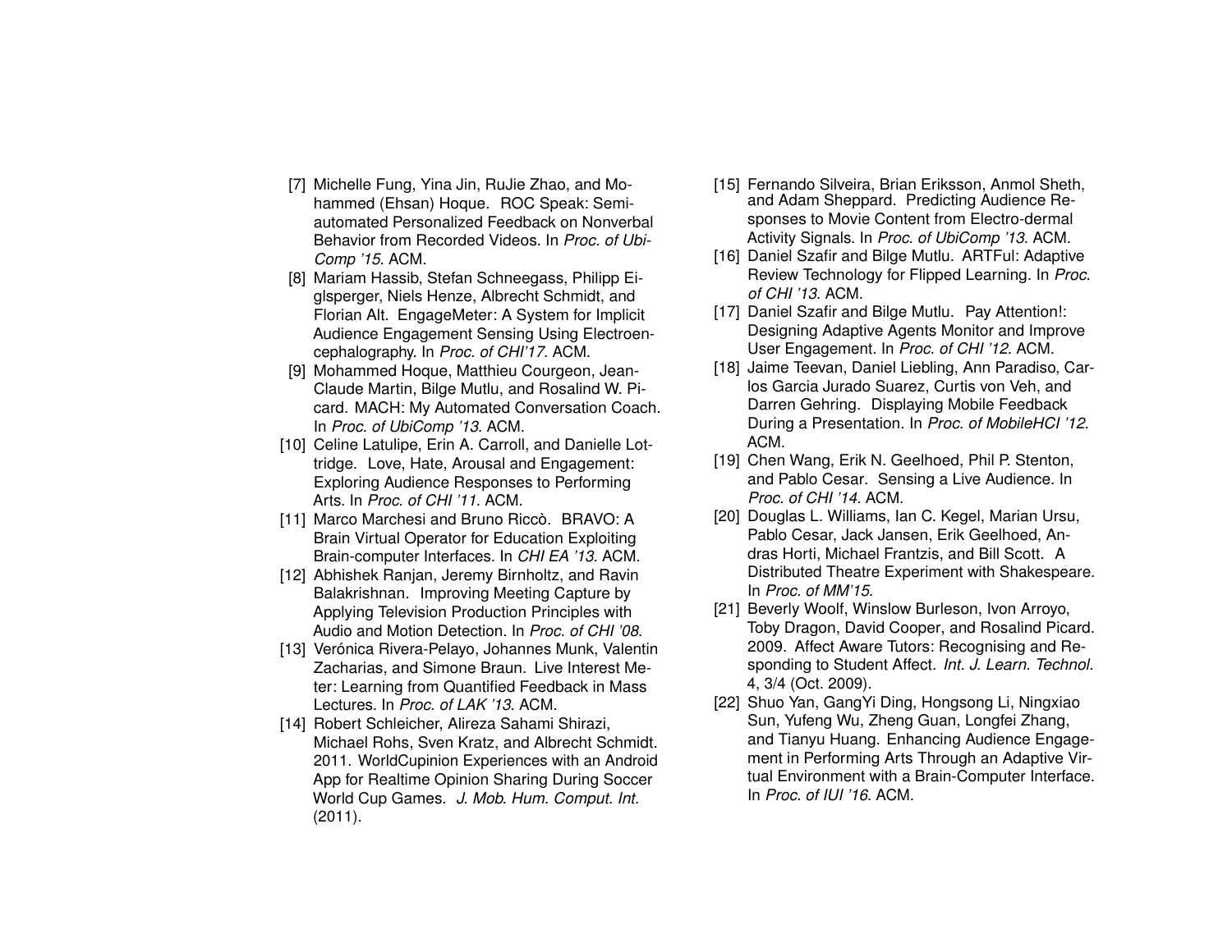[7] Michelle Fung, Yina Jin, RuJie Zhao, and Mohammed (Ehsan) Hoque. ROC Speak: Semi-automated Personalized Feedback on Nonverbal Behavior from Recorded Videos. In *Proc. of UbiComp '15*. ACM.

[8] Mariam Hassib, Stefan Schneegass, Philipp Eiglsperger, Niels Henze, Albrecht Schmidt, and Florian Alt. EngageMeter: A System for Implicit Audience Engagement Sensing Using Electroencephalography. In *Proc. of CHI'17*. ACM.

[9] Mohammed Hoque, Matthieu Courgeon, Jean-Claude Martin, Bilge Mutlu, and Rosalind W. Picard. MACH: My Automated Conversation Coach. In *Proc. of UbiComp '13*. ACM.

[10] Celine Latulipe, Erin A. Carroll, and Danielle Lottridge. Love, Hate, Arousal and Engagement: Exploring Audience Responses to Performing Arts. In *Proc. of CHI '11*. ACM.

[11] Marco Marchesi and Bruno Riccò. BRAVO: A Brain Virtual Operator for Education Exploiting Brain-computer Interfaces. In *CHI EA '13*. ACM.

[12] Abhishek Ranjan, Jeremy Birnholtz, and Ravin Balakrishnan. Improving Meeting Capture by Applying Television Production Principles with Audio and Motion Detection. In *Proc. of CHI '08*.

[13] Verónica Rivera-Pelayo, Johannes Munk, Valentin Zacharias, and Simone Braun. Live Interest Meter: Learning from Quantified Feedback in Mass Lectures. In *Proc. of LAK '13*. ACM.

[14] Robert Schleicher, Alireza Sahami Shirazi, Michael Rohs, Sven Kratz, and Albrecht Schmidt. 2011. WorldCupinion Experiences with an Android App for Realtime Opinion Sharing During Soccer World Cup Games. *J. Mob. Hum. Comput. Int.* (2011).

[15] Fernando Silveira, Brian Eriksson, Anmol Sheth, and Adam Sheppard. Predicting Audience Responses to Movie Content from Electro-dermal Activity Signals. In *Proc. of UbiComp '13*. ACM.

[16] Daniel Szafir and Bilge Mutlu. ARTFul: Adaptive Review Technology for Flipped Learning. In *Proc. of CHI '13*. ACM.

[17] Daniel Szafir and Bilge Mutlu. Pay Attention!: Designing Adaptive Agents Monitor and Improve User Engagement. In *Proc. of CHI '12*. ACM.

[18] Jaime Teevan, Daniel Liebling, Ann Paradiso, Carlos Garcia Jurado Suarez, Curtis von Veh, and Darren Gehring. Displaying Mobile Feedback During a Presentation. In *Proc. of MobileHCI '12*. ACM.

[19] Chen Wang, Erik N. Geelhoed, Phil P. Stenton, and Pablo Cesar. Sensing a Live Audience. In *Proc. of CHI '14*. ACM.

[20] Douglas L. Williams, Ian C. Kegel, Marian Ursu, Pablo Cesar, Jack Jansen, Erik Geelhoed, Andras Horti, Michael Frantzis, and Bill Scott. A Distributed Theatre Experiment with Shakespeare. In *Proc. of MM'15*.

[21] Beverly Woolf, Winslow Burleson, Ivon Arroyo, Toby Dragon, David Cooper, and Rosalind Picard. 2009. Affect Aware Tutors: Recognising and Responding to Student Affect. *Int. J. Learn. Technol.* 4, 3/4 (Oct. 2009).

[22] Shuo Yan, GangYi Ding, Hongsong Li, Ningxiao Sun, Yufeng Wu, Zheng Guan, Longfei Zhang, and Tianyu Huang. Enhancing Audience Engagement in Performing Arts Through an Adaptive Virtual Environment with a Brain-Computer Interface. In *Proc. of IUI '16*. ACM.